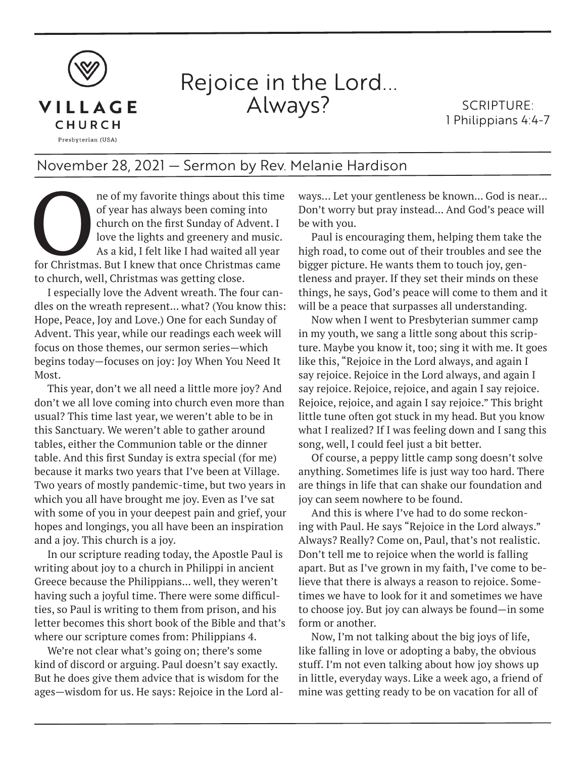VILLAGE CHURCH
Presbyterian (USA)

# Rejoice in the Lord… Always?

SCRIPTURE:
1 Philippians 4:4-7

## November 28, 2021 — Sermon by Rev. Melanie Hardison

One of my favorite things about this time of year has always been coming into church on the first Sunday of Advent. I love the lights and greenery and music. As a kid, I felt like I had waited all year for Christmas. But I knew that once Christmas came to church, well, Christmas was getting close.

I especially love the Advent wreath. The four candles on the wreath represent… what? (You know this: Hope, Peace, Joy and Love.) One for each Sunday of Advent. This year, while our readings each week will focus on those themes, our sermon series—which begins today—focuses on joy: Joy When You Need It Most.

This year, don't we all need a little more joy? And don't we all love coming into church even more than usual? This time last year, we weren't able to be in this Sanctuary. We weren't able to gather around tables, either the Communion table or the dinner table. And this first Sunday is extra special (for me) because it marks two years that I've been at Village. Two years of mostly pandemic-time, but two years in which you all have brought me joy. Even as I've sat with some of you in your deepest pain and grief, your hopes and longings, you all have been an inspiration and a joy. This church is a joy.

In our scripture reading today, the Apostle Paul is writing about joy to a church in Philippi in ancient Greece because the Philippians… well, they weren't having such a joyful time. There were some difficulties, so Paul is writing to them from prison, and his letter becomes this short book of the Bible and that's where our scripture comes from: Philippians 4.

We're not clear what's going on; there's some kind of discord or arguing. Paul doesn't say exactly. But he does give them advice that is wisdom for the ages—wisdom for us. He says: Rejoice in the Lord always… Let your gentleness be known… God is near… Don't worry but pray instead… And God's peace will be with you.

Paul is encouraging them, helping them take the high road, to come out of their troubles and see the bigger picture. He wants them to touch joy, gentleness and prayer. If they set their minds on these things, he says, God's peace will come to them and it will be a peace that surpasses all understanding.

Now when I went to Presbyterian summer camp in my youth, we sang a little song about this scripture. Maybe you know it, too; sing it with me. It goes like this, "Rejoice in the Lord always, and again I say rejoice. Rejoice in the Lord always, and again I say rejoice. Rejoice, rejoice, and again I say rejoice. Rejoice, rejoice, and again I say rejoice." This bright little tune often got stuck in my head. But you know what I realized? If I was feeling down and I sang this song, well, I could feel just a bit better.

Of course, a peppy little camp song doesn't solve anything. Sometimes life is just way too hard. There are things in life that can shake our foundation and joy can seem nowhere to be found.

And this is where I've had to do some reckoning with Paul. He says "Rejoice in the Lord always." Always? Really? Come on, Paul, that's not realistic. Don't tell me to rejoice when the world is falling apart. But as I've grown in my faith, I've come to believe that there is always a reason to rejoice. Sometimes we have to look for it and sometimes we have to choose joy. But joy can always be found—in some form or another.

Now, I'm not talking about the big joys of life, like falling in love or adopting a baby, the obvious stuff. I'm not even talking about how joy shows up in little, everyday ways. Like a week ago, a friend of mine was getting ready to be on vacation for all of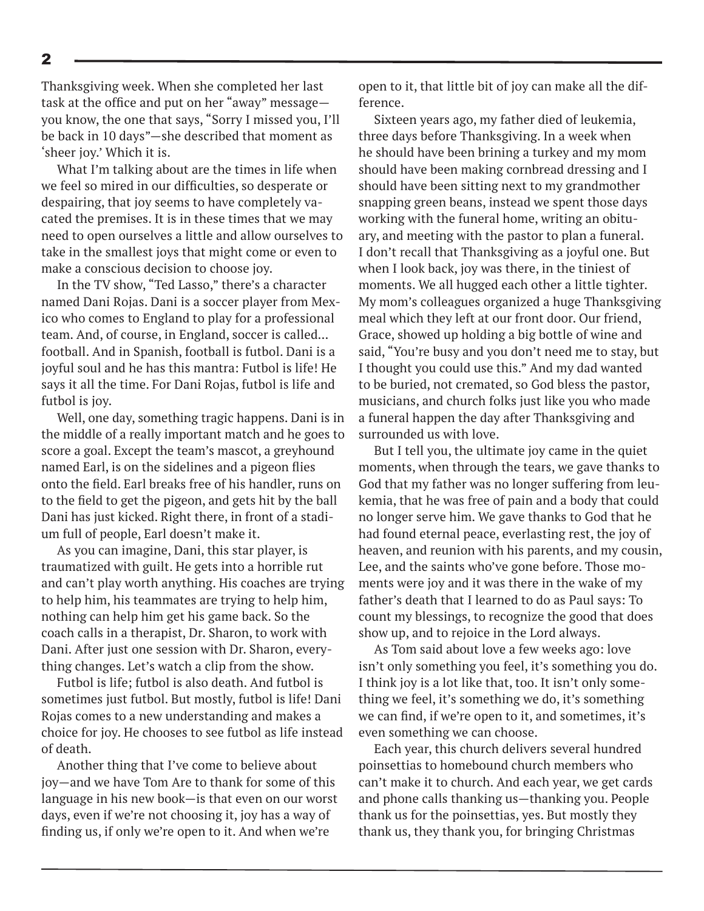Thanksgiving week. When she completed her last task at the office and put on her "away" message—you know, the one that says, "Sorry I missed you, I'll be back in 10 days"—she described that moment as 'sheer joy.' Which it is.

What I'm talking about are the times in life when we feel so mired in our difficulties, so desperate or despairing, that joy seems to have completely vacated the premises. It is in these times that we may need to open ourselves a little and allow ourselves to take in the smallest joys that might come or even to make a conscious decision to choose joy.

In the TV show, "Ted Lasso," there's a character named Dani Rojas. Dani is a soccer player from Mexico who comes to England to play for a professional team. And, of course, in England, soccer is called... football. And in Spanish, football is futbol. Dani is a joyful soul and he has this mantra: Futbol is life! He says it all the time. For Dani Rojas, futbol is life and futbol is joy.

Well, one day, something tragic happens. Dani is in the middle of a really important match and he goes to score a goal. Except the team's mascot, a greyhound named Earl, is on the sidelines and a pigeon flies onto the field. Earl breaks free of his handler, runs on to the field to get the pigeon, and gets hit by the ball Dani has just kicked. Right there, in front of a stadium full of people, Earl doesn't make it.

As you can imagine, Dani, this star player, is traumatized with guilt. He gets into a horrible rut and can't play worth anything. His coaches are trying to help him, his teammates are trying to help him, nothing can help him get his game back. So the coach calls in a therapist, Dr. Sharon, to work with Dani. After just one session with Dr. Sharon, everything changes. Let's watch a clip from the show.

Futbol is life; futbol is also death. And futbol is sometimes just futbol. But mostly, futbol is life! Dani Rojas comes to a new understanding and makes a choice for joy. He chooses to see futbol as life instead of death.

Another thing that I've come to believe about joy—and we have Tom Are to thank for some of this language in his new book—is that even on our worst days, even if we're not choosing it, joy has a way of finding us, if only we're open to it. And when we're open to it, that little bit of joy can make all the difference.

Sixteen years ago, my father died of leukemia, three days before Thanksgiving. In a week when he should have been brining a turkey and my mom should have been making cornbread dressing and I should have been sitting next to my grandmother snapping green beans, instead we spent those days working with the funeral home, writing an obituary, and meeting with the pastor to plan a funeral. I don't recall that Thanksgiving as a joyful one. But when I look back, joy was there, in the tiniest of moments. We all hugged each other a little tighter. My mom's colleagues organized a huge Thanksgiving meal which they left at our front door. Our friend, Grace, showed up holding a big bottle of wine and said, "You're busy and you don't need me to stay, but I thought you could use this." And my dad wanted to be buried, not cremated, so God bless the pastor, musicians, and church folks just like you who made a funeral happen the day after Thanksgiving and surrounded us with love.

But I tell you, the ultimate joy came in the quiet moments, when through the tears, we gave thanks to God that my father was no longer suffering from leukemia, that he was free of pain and a body that could no longer serve him. We gave thanks to God that he had found eternal peace, everlasting rest, the joy of heaven, and reunion with his parents, and my cousin, Lee, and the saints who've gone before. Those moments were joy and it was there in the wake of my father's death that I learned to do as Paul says: To count my blessings, to recognize the good that does show up, and to rejoice in the Lord always.

As Tom said about love a few weeks ago: love isn't only something you feel, it's something you do. I think joy is a lot like that, too. It isn't only something we feel, it's something we do, it's something we can find, if we're open to it, and sometimes, it's even something we can choose.

Each year, this church delivers several hundred poinsettias to homebound church members who can't make it to church. And each year, we get cards and phone calls thanking us—thanking you. People thank us for the poinsettias, yes. But mostly they thank us, they thank you, for bringing Christmas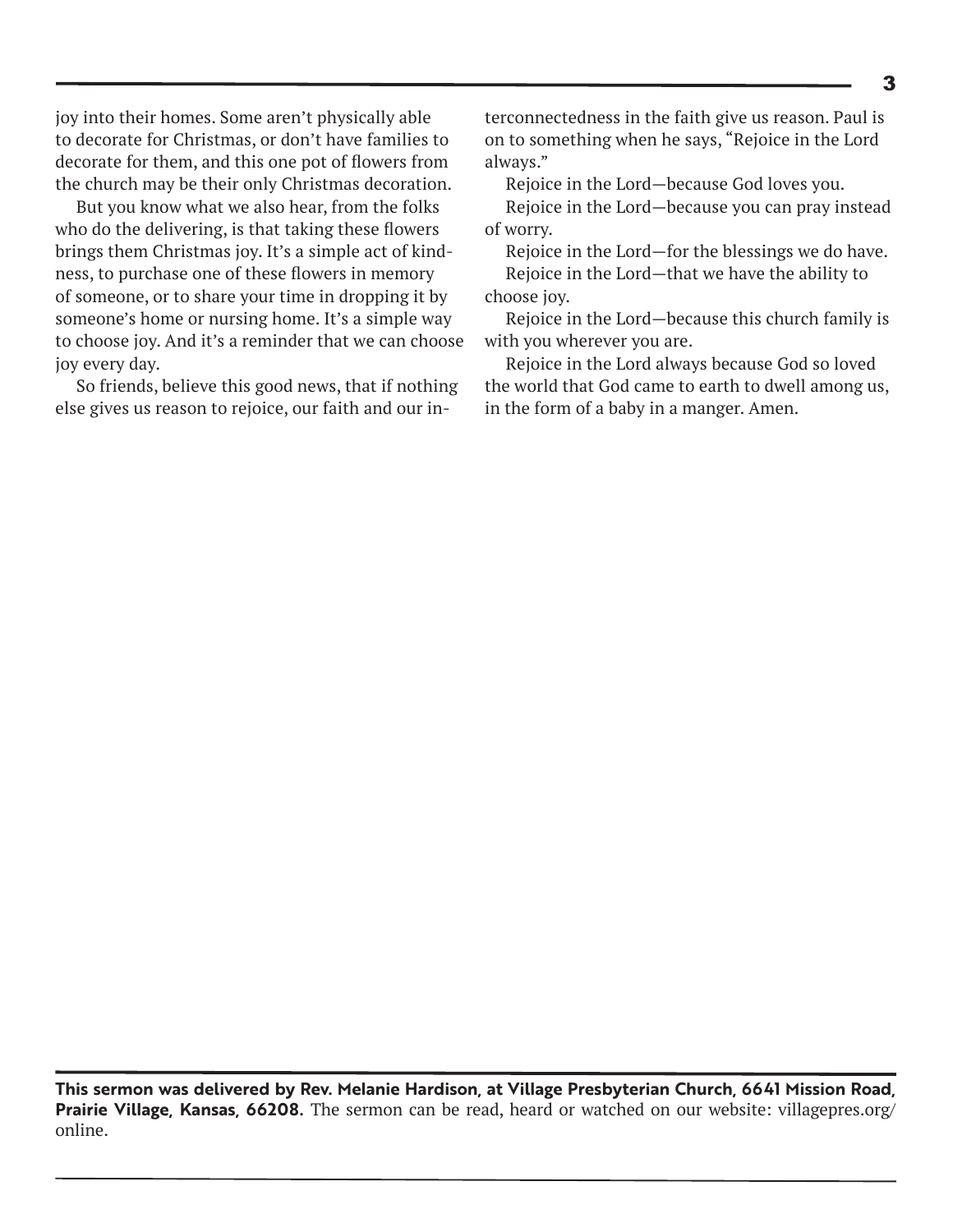joy into their homes. Some aren't physically able to decorate for Christmas, or don't have families to decorate for them, and this one pot of flowers from the church may be their only Christmas decoration.

But you know what we also hear, from the folks who do the delivering, is that taking these flowers brings them Christmas joy. It's a simple act of kindness, to purchase one of these flowers in memory of someone, or to share your time in dropping it by someone's home or nursing home. It's a simple way to choose joy. And it's a reminder that we can choose joy every day.

So friends, believe this good news, that if nothing else gives us reason to rejoice, our faith and our interconnectedness in the faith give us reason. Paul is on to something when he says, "Rejoice in the Lord always."

Rejoice in the Lord—because God loves you.

Rejoice in the Lord—because you can pray instead of worry.

Rejoice in the Lord—for the blessings we do have.

Rejoice in the Lord—that we have the ability to choose joy.

Rejoice in the Lord—because this church family is with you wherever you are.

Rejoice in the Lord always because God so loved the world that God came to earth to dwell among us, in the form of a baby in a manger. Amen.

---

**This sermon was delivered by Rev. Melanie Hardison, at Village Presbyterian Church, 6641 Mission Road, Prairie Village, Kansas, 66208.** The sermon can be read, heard or watched on our website: villagepres.org/online.